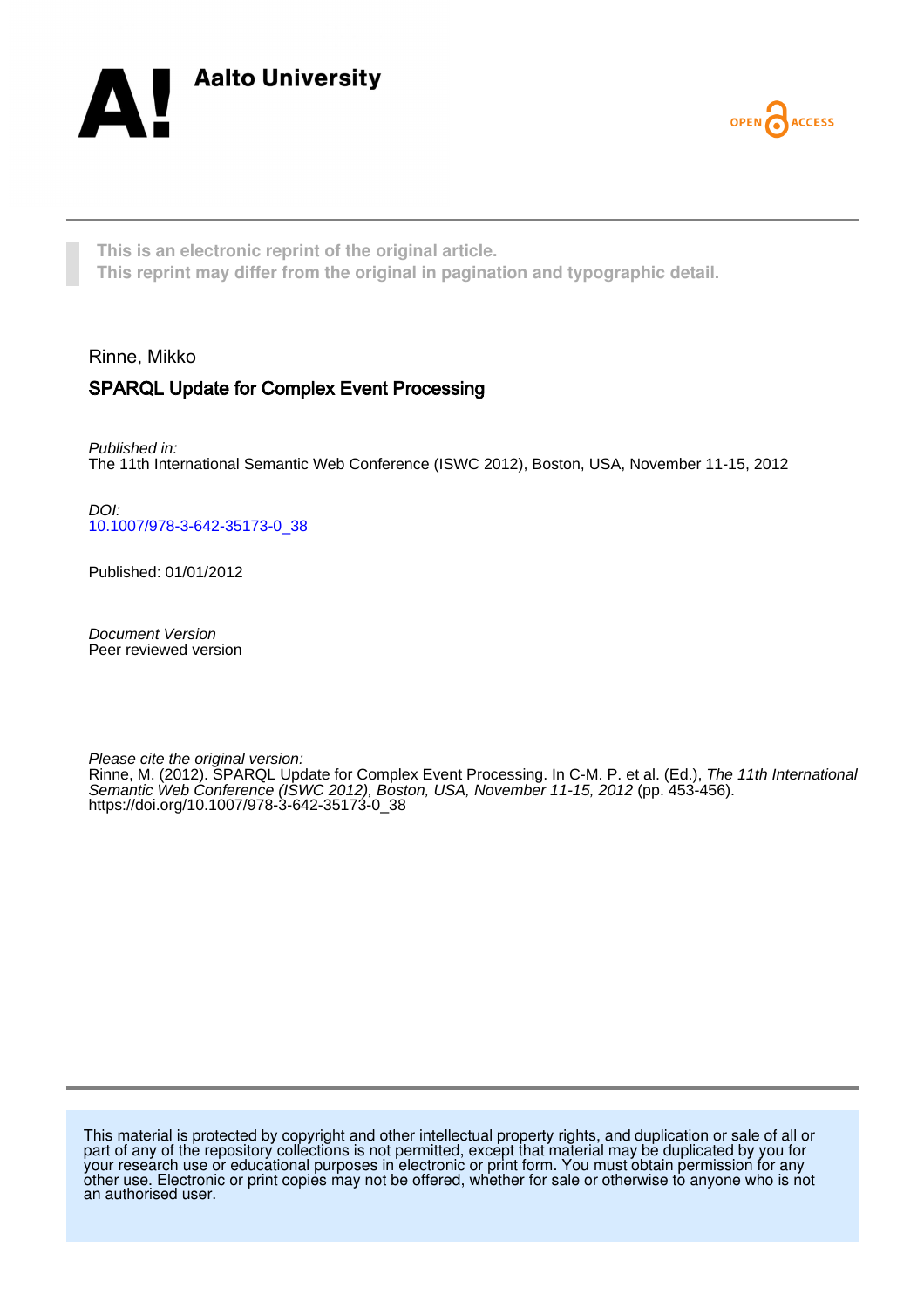Aalto University

OPEN ACCESS

This is an electronic reprint of the original article.
This reprint may differ from the original in pagination and typographic detail.

Rinne, Mikko

## SPARQL Update for Complex Event Processing

*Published in:*
The 11th International Semantic Web Conference (ISWC 2012), Boston, USA, November 11-15, 2012

*DOI:*
10.1007/978-3-642-35173-0_38

Published: 01/01/2012

*Document Version*
Peer reviewed version

*Please cite the original version:*
Rinne, M. (2012). SPARQL Update for Complex Event Processing. In C-M. P. et al. (Ed.), *The 11th International Semantic Web Conference (ISWC 2012), Boston, USA, November 11-15, 2012* (pp. 453-456). https://doi.org/10.1007/978-3-642-35173-0_38

This material is protected by copyright and other intellectual property rights, and duplication or sale of all or part of any of the repository collections is not permitted, except that material may be duplicated by you for your research use or educational purposes in electronic or print form. You must obtain permission for any other use. Electronic or print copies may not be offered, whether for sale or otherwise to anyone who is not an authorised user.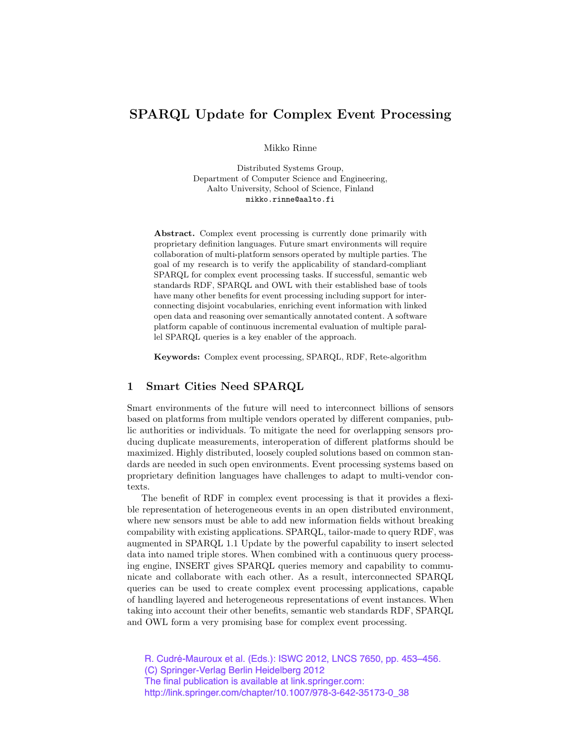# SPARQL Update for Complex Event Processing

Mikko Rinne

Distributed Systems Group,
Department of Computer Science and Engineering,
Aalto University, School of Science, Finland
mikko.rinne@aalto.fi

**Abstract.** Complex event processing is currently done primarily with proprietary definition languages. Future smart environments will require collaboration of multi-platform sensors operated by multiple parties. The goal of my research is to verify the applicability of standard-compliant SPARQL for complex event processing tasks. If successful, semantic web standards RDF, SPARQL and OWL with their established base of tools have many other benefits for event processing including support for interconnecting disjoint vocabularies, enriching event information with linked open data and reasoning over semantically annotated content. A software platform capable of continuous incremental evaluation of multiple parallel SPARQL queries is a key enabler of the approach.

**Keywords:** Complex event processing, SPARQL, RDF, Rete-algorithm

## 1 Smart Cities Need SPARQL

Smart environments of the future will need to interconnect billions of sensors based on platforms from multiple vendors operated by different companies, public authorities or individuals. To mitigate the need for overlapping sensors producing duplicate measurements, interoperation of different platforms should be maximized. Highly distributed, loosely coupled solutions based on common standards are needed in such open environments. Event processing systems based on proprietary definition languages have challenges to adapt to multi-vendor contexts.

The benefit of RDF in complex event processing is that it provides a flexible representation of heterogeneous events in an open distributed environment, where new sensors must be able to add new information fields without breaking compability with existing applications. SPARQL, tailor-made to query RDF, was augmented in SPARQL 1.1 Update by the powerful capability to insert selected data into named triple stores. When combined with a continuous query processing engine, INSERT gives SPARQL queries memory and capability to communicate and collaborate with each other. As a result, interconnected SPARQL queries can be used to create complex event processing applications, capable of handling layered and heterogeneous representations of event instances. When taking into account their other benefits, semantic web standards RDF, SPARQL and OWL form a very promising base for complex event processing.

R. Cudré-Mauroux et al. (Eds.): ISWC 2012, LNCS 7650, pp. 453–456.
(C) Springer-Verlag Berlin Heidelberg 2012
The final publication is available at link.springer.com:
http://link.springer.com/chapter/10.1007/978-3-642-35173-0_38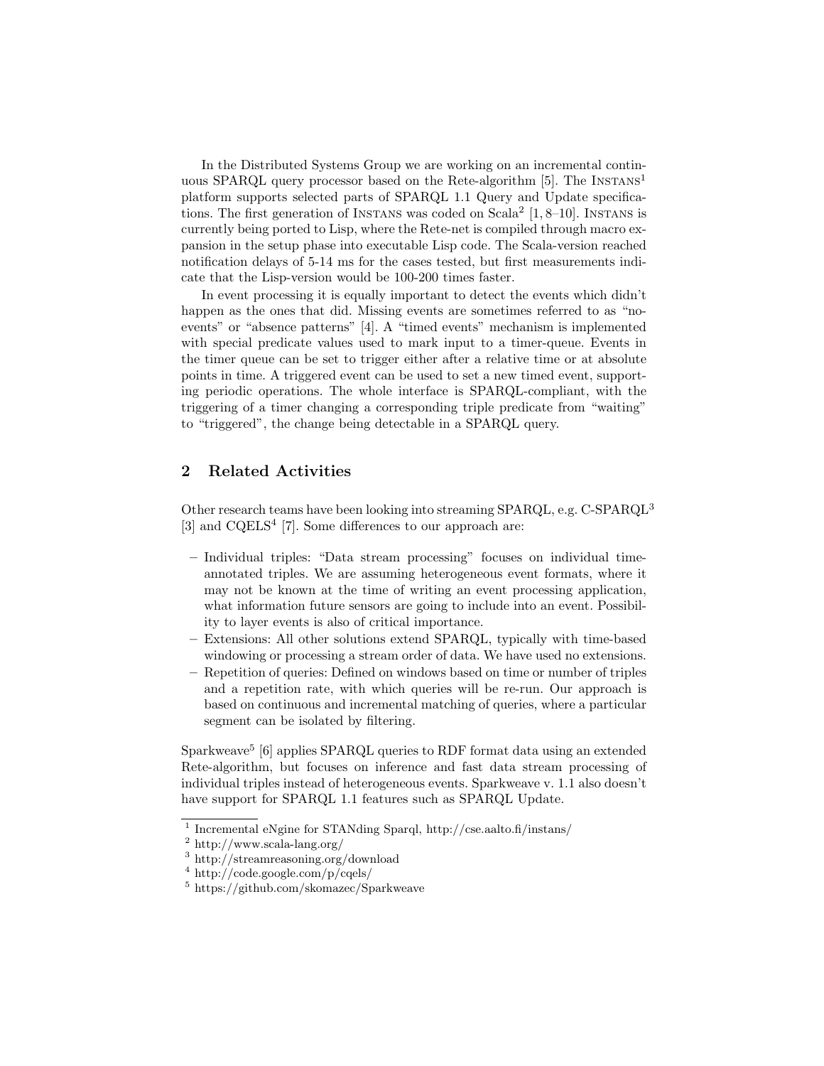In the Distributed Systems Group we are working on an incremental continuous SPARQL query processor based on the Rete-algorithm [5]. The INSTANS[1] platform supports selected parts of SPARQL 1.1 Query and Update specifications. The first generation of INSTANS was coded on Scala[2] [1, 8–10]. INSTANS is currently being ported to Lisp, where the Rete-net is compiled through macro expansion in the setup phase into executable Lisp code. The Scala-version reached notification delays of 5-14 ms for the cases tested, but first measurements indicate that the Lisp-version would be 100-200 times faster.

In event processing it is equally important to detect the events which didn't happen as the ones that did. Missing events are sometimes referred to as "no-events" or "absence patterns" [4]. A "timed events" mechanism is implemented with special predicate values used to mark input to a timer-queue. Events in the timer queue can be set to trigger either after a relative time or at absolute points in time. A triggered event can be used to set a new timed event, supporting periodic operations. The whole interface is SPARQL-compliant, with the triggering of a timer changing a corresponding triple predicate from "waiting" to "triggered", the change being detectable in a SPARQL query.

## 2 Related Activities

Other research teams have been looking into streaming SPARQL, e.g. C-SPARQL[3] [3] and CQELS[4] [7]. Some differences to our approach are:

- Individual triples: "Data stream processing" focuses on individual time-annotated triples. We are assuming heterogeneous event formats, where it may not be known at the time of writing an event processing application, what information future sensors are going to include into an event. Possibility to layer events is also of critical importance.
- Extensions: All other solutions extend SPARQL, typically with time-based windowing or processing a stream order of data. We have used no extensions.
- Repetition of queries: Defined on windows based on time or number of triples and a repetition rate, with which queries will be re-run. Our approach is based on continuous and incremental matching of queries, where a particular segment can be isolated by filtering.

Sparkweave[5] [6] applies SPARQL queries to RDF format data using an extended Rete-algorithm, but focuses on inference and fast data stream processing of individual triples instead of heterogeneous events. Sparkweave v. 1.1 also doesn't have support for SPARQL 1.1 features such as SPARQL Update.

---

[1] Incremental eNgine for STANding Sparql, http://cse.aalto.fi/instans/

[2] http://www.scala-lang.org/

[3] http://streamreasoning.org/download

[4] http://code.google.com/p/cqels/

[5] https://github.com/skomazec/Sparkweave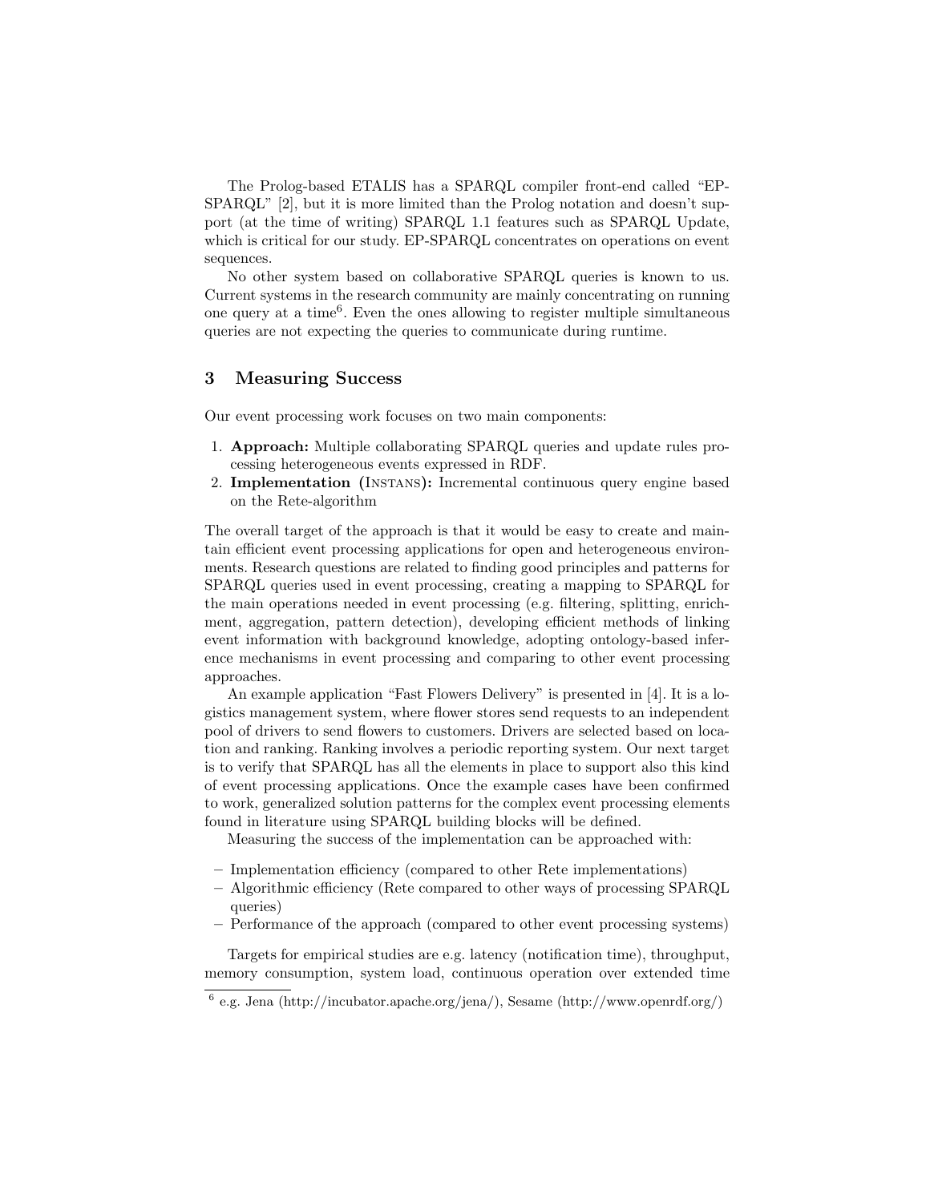The Prolog-based ETALIS has a SPARQL compiler front-end called "EP-SPARQL" [2], but it is more limited than the Prolog notation and doesn't support (at the time of writing) SPARQL 1.1 features such as SPARQL Update, which is critical for our study. EP-SPARQL concentrates on operations on event sequences.

No other system based on collaborative SPARQL queries is known to us. Current systems in the research community are mainly concentrating on running one query at a time[6]. Even the ones allowing to register multiple simultaneous queries are not expecting the queries to communicate during runtime.

## 3 Measuring Success

Our event processing work focuses on two main components:

1. **Approach:** Multiple collaborating SPARQL queries and update rules processing heterogeneous events expressed in RDF.
2. **Implementation (INSTANS):** Incremental continuous query engine based on the Rete-algorithm

The overall target of the approach is that it would be easy to create and maintain efficient event processing applications for open and heterogeneous environments. Research questions are related to finding good principles and patterns for SPARQL queries used in event processing, creating a mapping to SPARQL for the main operations needed in event processing (e.g. filtering, splitting, enrichment, aggregation, pattern detection), developing efficient methods of linking event information with background knowledge, adopting ontology-based inference mechanisms in event processing and comparing to other event processing approaches.

An example application "Fast Flowers Delivery" is presented in [4]. It is a logistics management system, where flower stores send requests to an independent pool of drivers to send flowers to customers. Drivers are selected based on location and ranking. Ranking involves a periodic reporting system. Our next target is to verify that SPARQL has all the elements in place to support also this kind of event processing applications. Once the example cases have been confirmed to work, generalized solution patterns for the complex event processing elements found in literature using SPARQL building blocks will be defined.

Measuring the success of the implementation can be approached with:

- Implementation efficiency (compared to other Rete implementations)
- Algorithmic efficiency (Rete compared to other ways of processing SPARQL queries)
- Performance of the approach (compared to other event processing systems)

Targets for empirical studies are e.g. latency (notification time), throughput, memory consumption, system load, continuous operation over extended time

[6] e.g. Jena (http://incubator.apache.org/jena/), Sesame (http://www.openrdf.org/)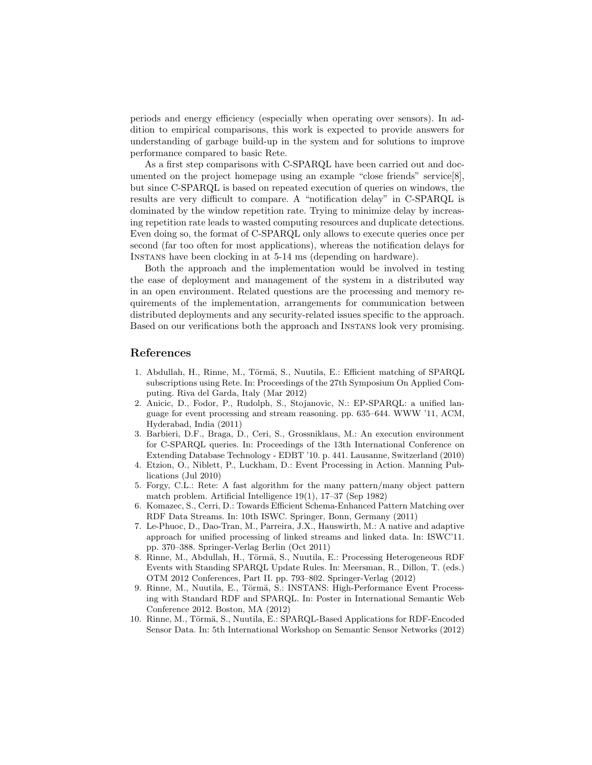periods and energy efficiency (especially when operating over sensors). In addition to empirical comparisons, this work is expected to provide answers for understanding of garbage build-up in the system and for solutions to improve performance compared to basic Rete.

As a first step comparisons with C-SPARQL have been carried out and documented on the project homepage using an example "close friends" service[8], but since C-SPARQL is based on repeated execution of queries on windows, the results are very difficult to compare. A "notification delay" in C-SPARQL is dominated by the window repetition rate. Trying to minimize delay by increasing repetition rate leads to wasted computing resources and duplicate detections. Even doing so, the format of C-SPARQL only allows to execute queries once per second (far too often for most applications), whereas the notification delays for Instans have been clocking in at 5-14 ms (depending on hardware).

Both the approach and the implementation would be involved in testing the ease of deployment and management of the system in a distributed way in an open environment. Related questions are the processing and memory requirements of the implementation, arrangements for communication between distributed deployments and any security-related issues specific to the approach. Based on our verifications both the approach and Instans look very promising.

## References

1. Abdullah, H., Rinne, M., Törmä, S., Nuutila, E.: Efficient matching of SPARQL subscriptions using Rete. In: Proceedings of the 27th Symposium On Applied Computing. Riva del Garda, Italy (Mar 2012)
2. Anicic, D., Fodor, P., Rudolph, S., Stojanovic, N.: EP-SPARQL: a unified language for event processing and stream reasoning. pp. 635–644. WWW '11, ACM, Hyderabad, India (2011)
3. Barbieri, D.F., Braga, D., Ceri, S., Grossniklaus, M.: An execution environment for C-SPARQL queries. In: Proceedings of the 13th International Conference on Extending Database Technology - EDBT '10. p. 441. Lausanne, Switzerland (2010)
4. Etzion, O., Niblett, P., Luckham, D.: Event Processing in Action. Manning Publications (Jul 2010)
5. Forgy, C.L.: Rete: A fast algorithm for the many pattern/many object pattern match problem. Artificial Intelligence 19(1), 17–37 (Sep 1982)
6. Komazec, S., Cerri, D.: Towards Efficient Schema-Enhanced Pattern Matching over RDF Data Streams. In: 10th ISWC. Springer, Bonn, Germany (2011)
7. Le-Phuoc, D., Dao-Tran, M., Parreira, J.X., Hauswirth, M.: A native and adaptive approach for unified processing of linked streams and linked data. In: ISWC'11. pp. 370–388. Springer-Verlag Berlin (Oct 2011)
8. Rinne, M., Abdullah, H., Törmä, S., Nuutila, E.: Processing Heterogeneous RDF Events with Standing SPARQL Update Rules. In: Meersman, R., Dillon, T. (eds.) OTM 2012 Conferences, Part II. pp. 793–802. Springer-Verlag (2012)
9. Rinne, M., Nuutila, E., Törmä, S.: INSTANS: High-Performance Event Processing with Standard RDF and SPARQL. In: Poster in International Semantic Web Conference 2012. Boston, MA (2012)
10. Rinne, M., Törmä, S., Nuutila, E.: SPARQL-Based Applications for RDF-Encoded Sensor Data. In: 5th International Workshop on Semantic Sensor Networks (2012)